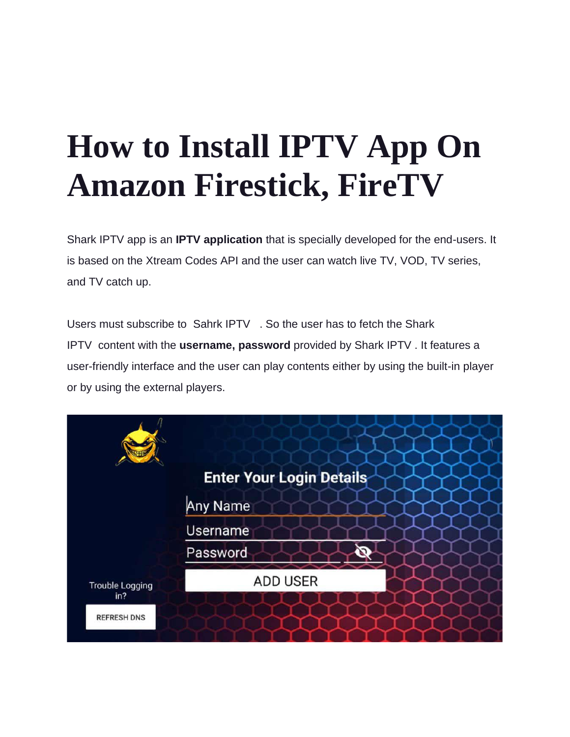# How to Install IPTV App On Amazon Firestick, FireTV

Shark IPTV app is an **IPTV application** that is specially developed for the end-users. It is based on the Xtream Codes API and the user can watch live TV, VOD, TV series, and TV catch up.

Users must subscribe to Sahrk IPTV . So the user has to fetch the Shark IPTV content with the **username, password** provided by Shark IPTV . It features a user-friendly interface and the user can play contents either by using the built-in player or by using the external players.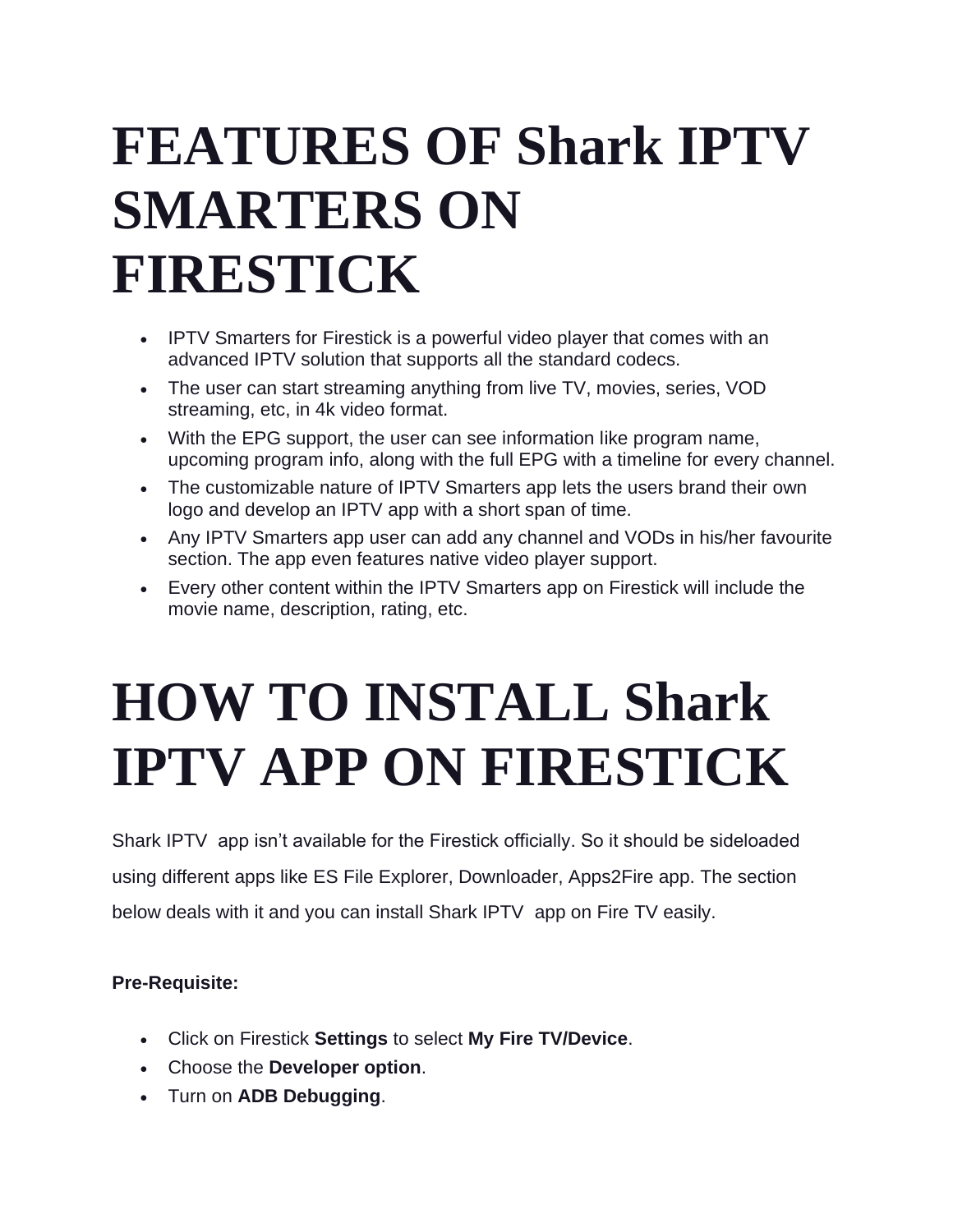# FEATURES OF Shark IPTV SMARTERS ON FIRESTICK

- IPTV Smarters for Firestick is a powerful video player that comes with an advanced IPTV solution that supports all the standard codecs.
- The user can start streaming anything from live TV, movies, series, VOD streaming, etc, in 4k video format.
- With the EPG support, the user can see information like program name, upcoming program info, along with the full EPG with a timeline for every channel.
- The customizable nature of IPTV Smarters app lets the users brand their own logo and develop an IPTV app with a short span of time.
- Any IPTV Smarters app user can add any channel and VODs in his/her favourite section. The app even features native video player support.
- Every other content within the IPTV Smarters app on Firestick will include the movie name, description, rating, etc.

# HOW TO INSTALL Shark IPTV APP ON FIRESTICK

Shark IPTV app isn't available for the Firestick officially. So it should be sideloaded using different apps like ES File Explorer, Downloader, Apps2Fire app. The section below deals with it and you can install Shark IPTV app on Fire TV easily.

**Pre-Requisite:**

- Click on Firestick **Settings** to select **My Fire TV/Device**.
- Choose the **Developer option**.
- Turn on **ADB Debugging**.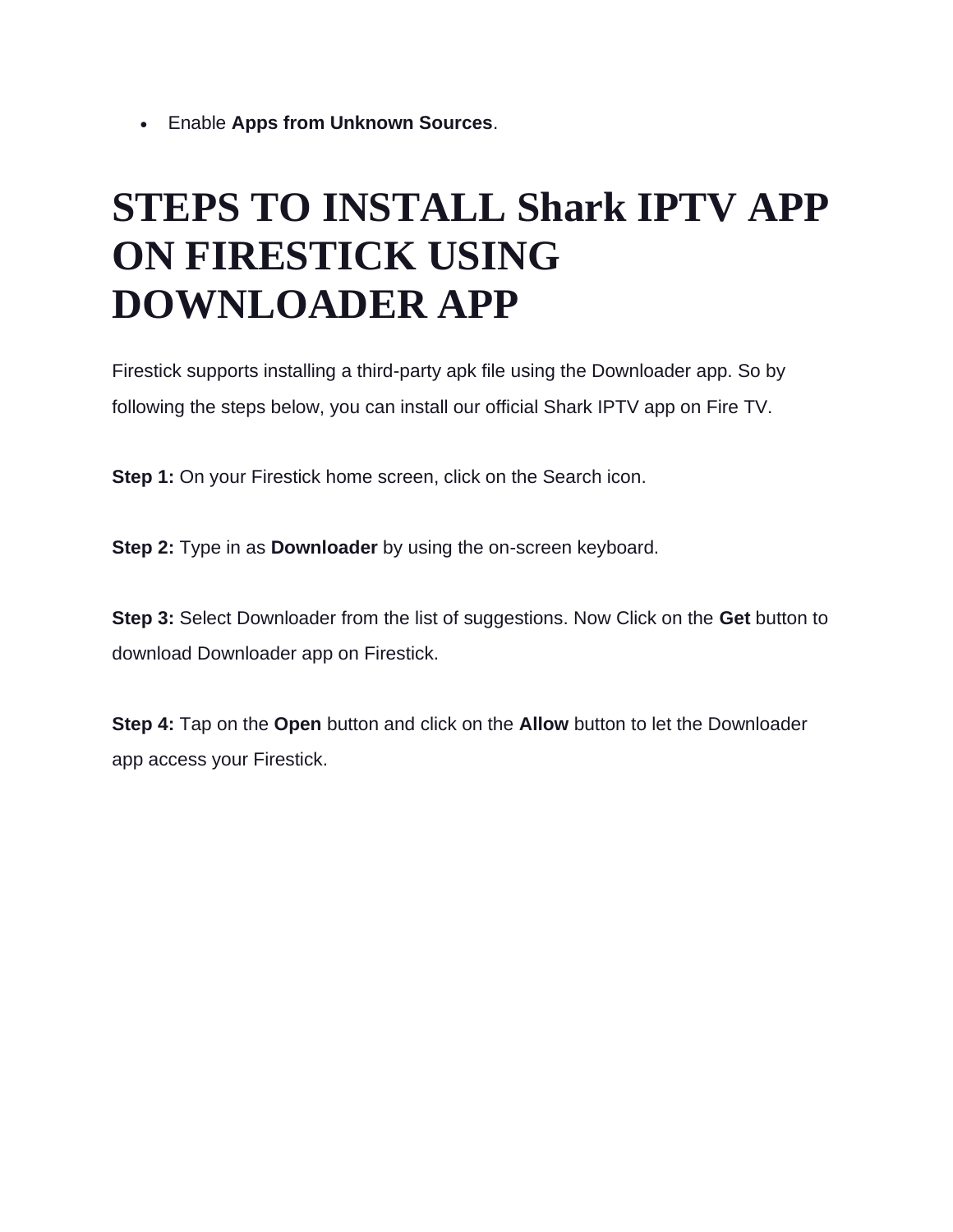- Enable **Apps from Unknown Sources**.

# STEPS TO INSTALL Shark IPTV APP ON FIRESTICK USING DOWNLOADER APP

Firestick supports installing a third-party apk file using the Downloader app. So by following the steps below, you can install our official Shark IPTV app on Fire TV.

**Step 1:** On your Firestick home screen, click on the Search icon.

**Step 2:** Type in as **Downloader** by using the on-screen keyboard.

**Step 3:** Select Downloader from the list of suggestions. Now Click on the **Get** button to download Downloader app on Firestick.

**Step 4:** Tap on the **Open** button and click on the **Allow** button to let the Downloader app access your Firestick.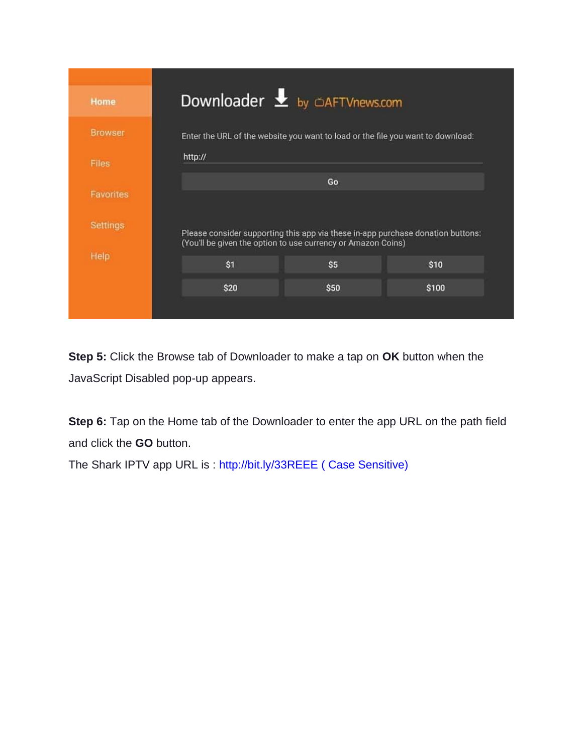**Step 5:** Click the Browse tab of Downloader to make a tap on **OK** button when the JavaScript Disabled pop-up appears.

**Step 6:** Tap on the Home tab of the Downloader to enter the app URL on the path field and click the **GO** button.

The Shark IPTV app URL is : http://bit.ly/33REEE ( Case Sensitive)